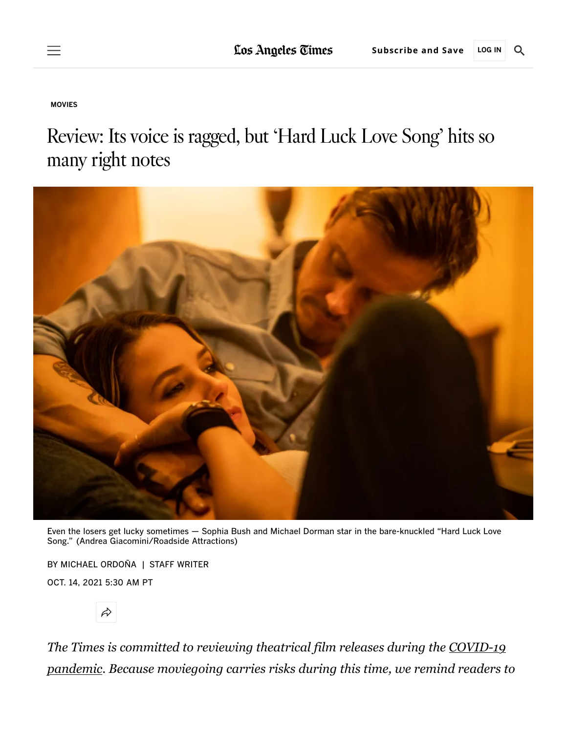MOVIES

# Review: Its voice is ragged, but 'Hard Luck Love Song' hits so many right notes

Even the losers get lucky sometimes — Sophia Bush and Michael Dorman star in the bare-knuckled "Hard Luck Love Song." (Andrea Giacomini/Roadside Attractions)

BY MICHAEL ORDOÑA | STAFF WRITER

OCT. 14, 2021 5:30 AM PT

*The Times is committed to reviewing theatrical film releases during the COVID-19 pandemic. Because moviegoing carries risks during this time, we remind readers to*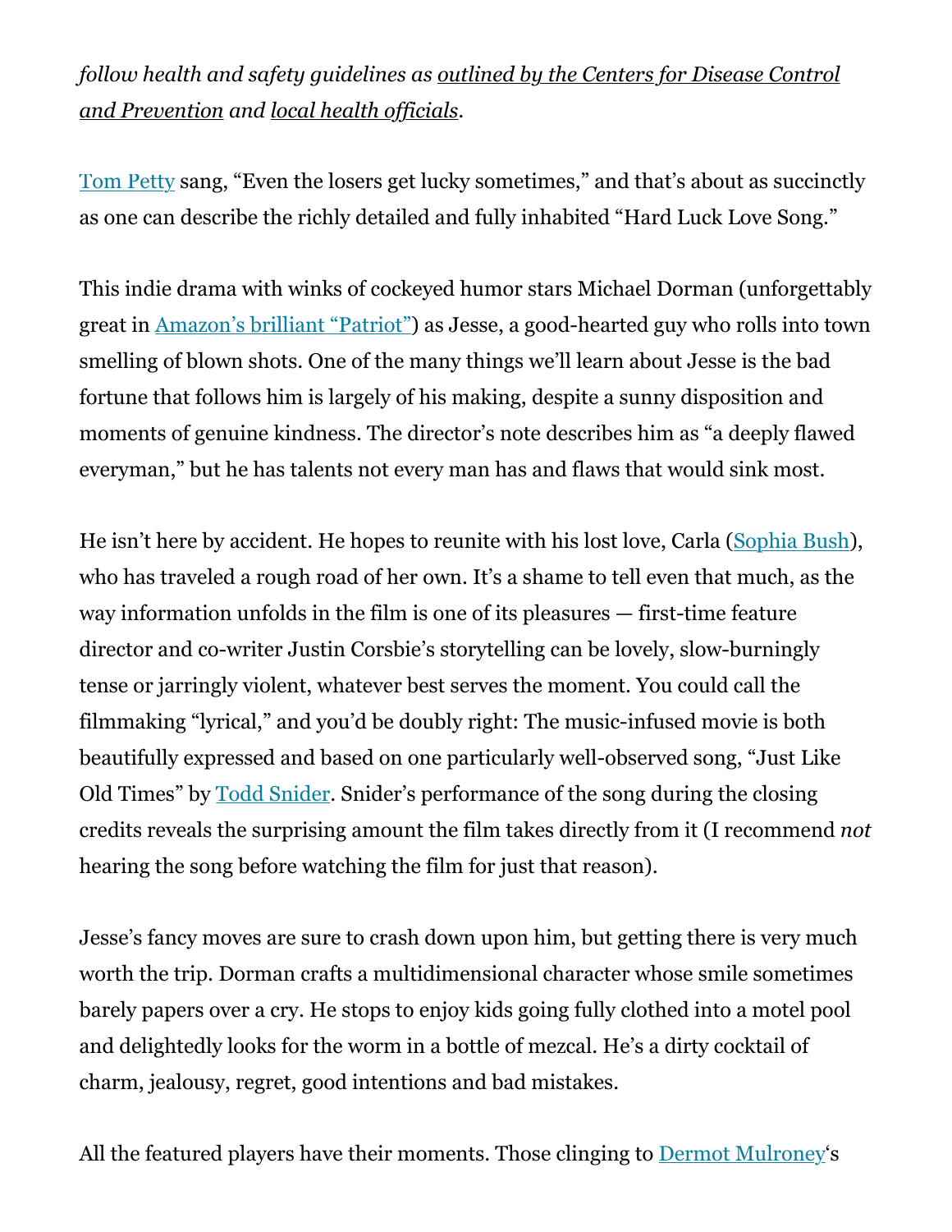*follow health and safety guidelines as outlined by the Centers for Disease Control and Prevention and local health officials.*

Tom Petty sang, "Even the losers get lucky sometimes," and that's about as succinctly as one can describe the richly detailed and fully inhabited "Hard Luck Love Song."

This indie drama with winks of cockeyed humor stars Michael Dorman (unforgettably great in Amazon's brilliant "Patriot") as Jesse, a good-hearted guy who rolls into town smelling of blown shots. One of the many things we'll learn about Jesse is the bad fortune that follows him is largely of his making, despite a sunny disposition and moments of genuine kindness. The director's note describes him as "a deeply flawed everyman," but he has talents not every man has and flaws that would sink most.

He isn't here by accident. He hopes to reunite with his lost love, Carla (Sophia Bush), who has traveled a rough road of her own. It's a shame to tell even that much, as the way information unfolds in the film is one of its pleasures — first-time feature director and co-writer Justin Corsbie's storytelling can be lovely, slow-burningly tense or jarringly violent, whatever best serves the moment. You could call the filmmaking "lyrical," and you'd be doubly right: The music-infused movie is both beautifully expressed and based on one particularly well-observed song, "Just Like Old Times" by Todd Snider. Snider's performance of the song during the closing credits reveals the surprising amount the film takes directly from it (I recommend *not* hearing the song before watching the film for just that reason).

Jesse's fancy moves are sure to crash down upon him, but getting there is very much worth the trip. Dorman crafts a multidimensional character whose smile sometimes barely papers over a cry. He stops to enjoy kids going fully clothed into a motel pool and delightedly looks for the worm in a bottle of mezcal. He's a dirty cocktail of charm, jealousy, regret, good intentions and bad mistakes.

All the featured players have their moments. Those clinging to Dermot Mulroney's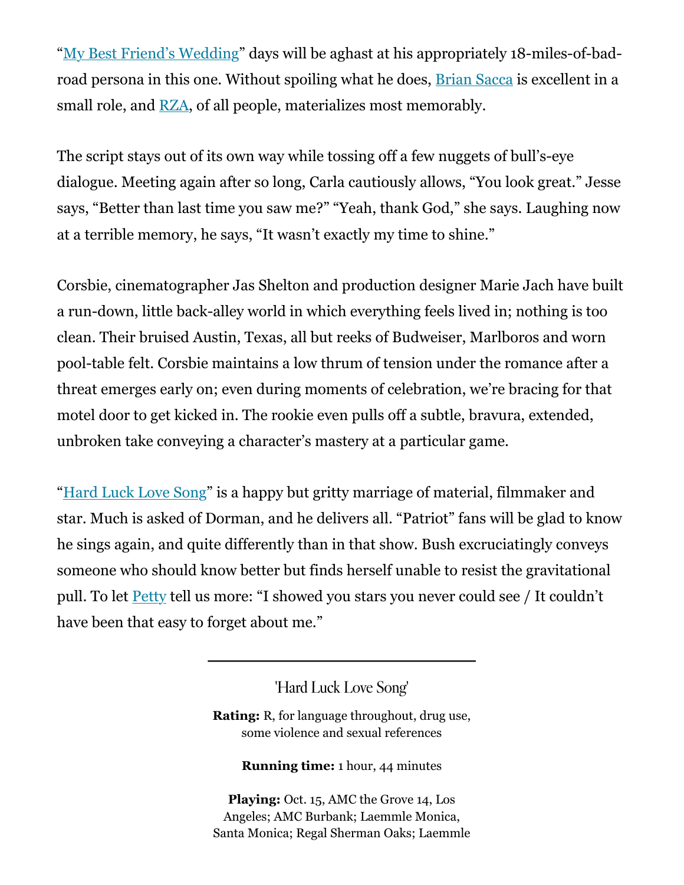"[My Best Friend's Wedding]" days will be aghast at his appropriately 18-miles-of-bad-road persona in this one. Without spoiling what he does, [Brian Sacca] is excellent in a small role, and [RZA], of all people, materializes most memorably.

The script stays out of its own way while tossing off a few nuggets of bull's-eye dialogue. Meeting again after so long, Carla cautiously allows, "You look great." Jesse says, "Better than last time you saw me?" "Yeah, thank God," she says. Laughing now at a terrible memory, he says, "It wasn't exactly my time to shine."

Corsbie, cinematographer Jas Shelton and production designer Marie Jach have built a run-down, little back-alley world in which everything feels lived in; nothing is too clean. Their bruised Austin, Texas, all but reeks of Budweiser, Marlboros and worn pool-table felt. Corsbie maintains a low thrum of tension under the romance after a threat emerges early on; even during moments of celebration, we're bracing for that motel door to get kicked in. The rookie even pulls off a subtle, bravura, extended, unbroken take conveying a character's mastery at a particular game.

"[Hard Luck Love Song]" is a happy but gritty marriage of material, filmmaker and star. Much is asked of Dorman, and he delivers all. "Patriot" fans will be glad to know he sings again, and quite differently than in that show. Bush excruciatingly conveys someone who should know better but finds herself unable to resist the gravitational pull. To let [Petty] tell us more: "I showed you stars you never could see / It couldn't have been that easy to forget about me."

---

'Hard Luck Love Song'

**Rating:** R, for language throughout, drug use, some violence and sexual references

**Running time:** 1 hour, 44 minutes

**Playing:** Oct. 15, AMC the Grove 14, Los Angeles; AMC Burbank; Laemmle Monica, Santa Monica; Regal Sherman Oaks; Laemmle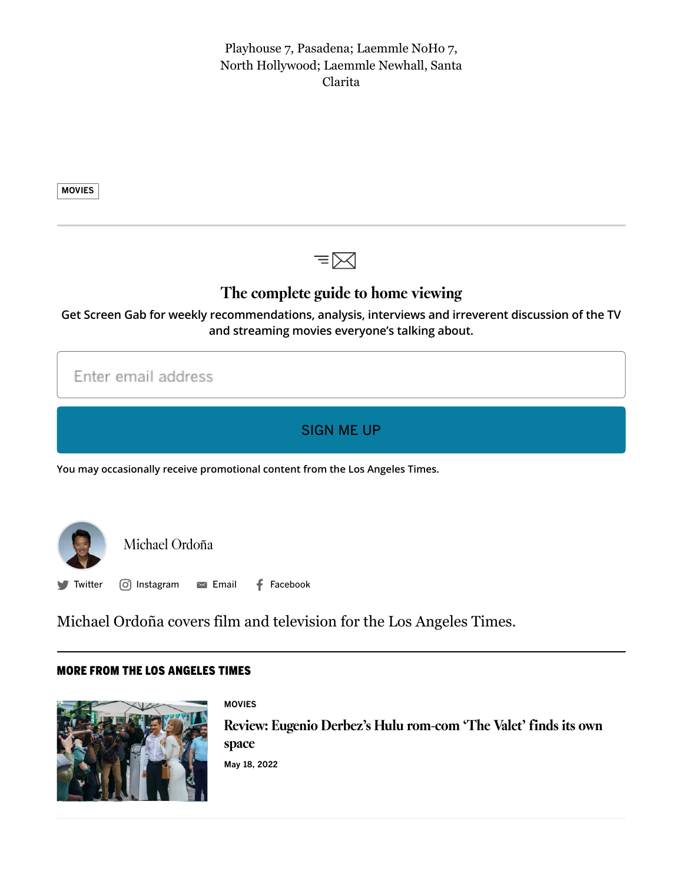Playhouse 7, Pasadena; Laemmle NoHo 7, North Hollywood; Laemmle Newhall, Santa Clarita

MOVIES

## The complete guide to home viewing

Get Screen Gab for weekly recommendations, analysis, interviews and irreverent discussion of the TV and streaming movies everyone's talking about.

Enter email address

SIGN ME UP

You may occasionally receive promotional content from the Los Angeles Times.

Michael Ordoña

Twitter Instagram Email Facebook

Michael Ordoña covers film and television for the Los Angeles Times.

**MORE FROM THE LOS ANGELES TIMES**

MOVIES

### Review: Eugenio Derbez's Hulu rom-com 'The Valet' finds its own space

May 18, 2022